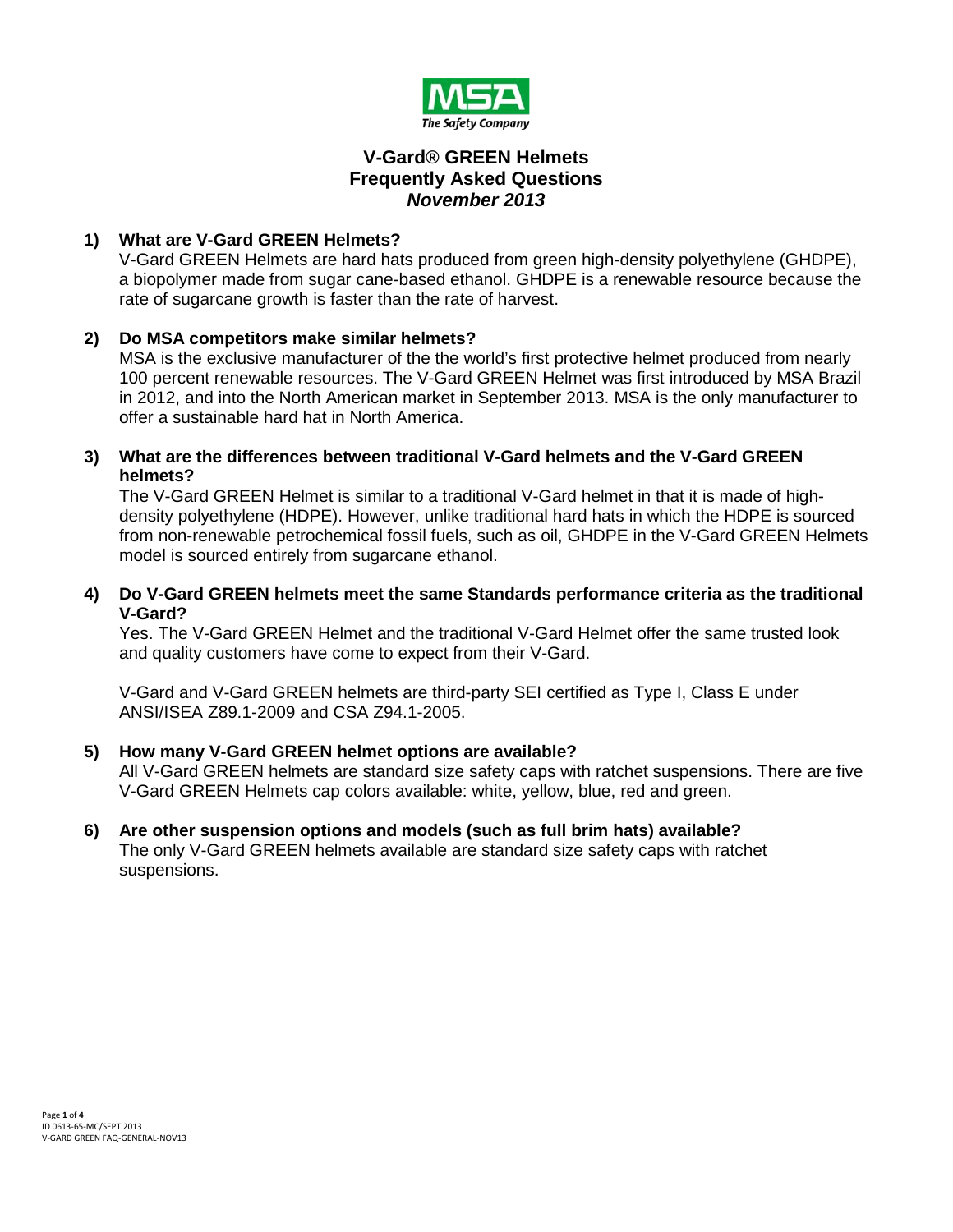MSA
The Safety Company

# V-Gard® GREEN Helmets
## Frequently Asked Questions
### *November 2013*

**1) What are V-Gard GREEN Helmets?**

V-Gard GREEN Helmets are hard hats produced from green high-density polyethylene (GHDPE), a biopolymer made from sugar cane-based ethanol. GHDPE is a renewable resource because the rate of sugarcane growth is faster than the rate of harvest.

**2) Do MSA competitors make similar helmets?**

MSA is the exclusive manufacturer of the the world's first protective helmet produced from nearly 100 percent renewable resources. The V-Gard GREEN Helmet was first introduced by MSA Brazil in 2012, and into the North American market in September 2013. MSA is the only manufacturer to offer a sustainable hard hat in North America.

**3) What are the differences between traditional V-Gard helmets and the V-Gard GREEN helmets?**

The V-Gard GREEN Helmet is similar to a traditional V-Gard helmet in that it is made of high-density polyethylene (HDPE). However, unlike traditional hard hats in which the HDPE is sourced from non-renewable petrochemical fossil fuels, such as oil, GHDPE in the V-Gard GREEN Helmets model is sourced entirely from sugarcane ethanol.

**4) Do V-Gard GREEN helmets meet the same Standards performance criteria as the traditional V-Gard?**

Yes. The V-Gard GREEN Helmet and the traditional V-Gard Helmet offer the same trusted look and quality customers have come to expect from their V-Gard.

V-Gard and V-Gard GREEN helmets are third-party SEI certified as Type I, Class E under ANSI/ISEA Z89.1-2009 and CSA Z94.1-2005.

**5) How many V-Gard GREEN helmet options are available?**

All V-Gard GREEN helmets are standard size safety caps with ratchet suspensions. There are five V-Gard GREEN Helmets cap colors available: white, yellow, blue, red and green.

**6) Are other suspension options and models (such as full brim hats) available?**

The only V-Gard GREEN helmets available are standard size safety caps with ratchet suspensions.

ID 0613-65-MC/SEPT 2013
V-GARD GREEN FAQ-GENERAL-NOV13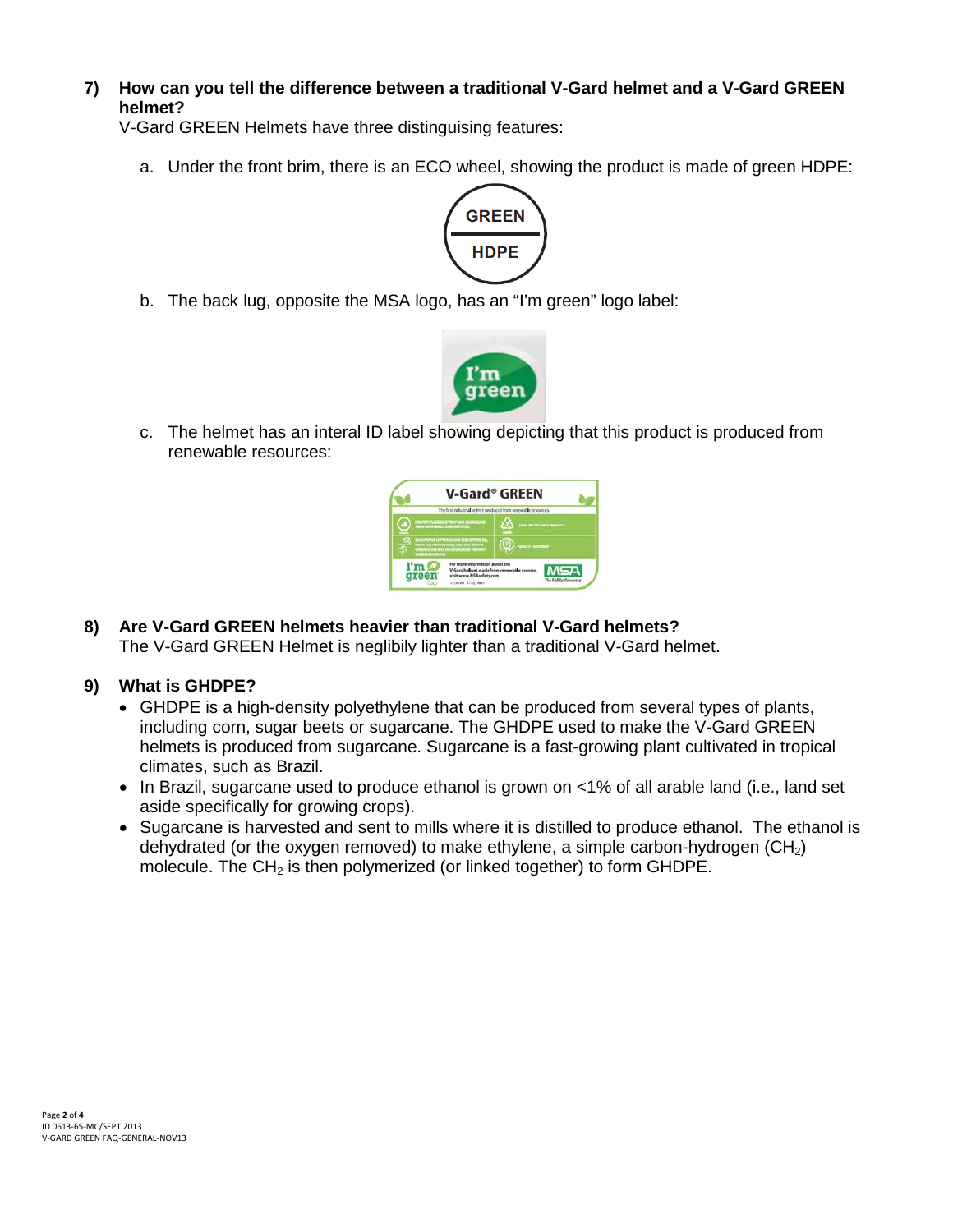**7) How can you tell the difference between a traditional V-Gard helmet and a V-Gard GREEN helmet?**

V-Gard GREEN Helmets have three distinguising features:

a. Under the front brim, there is an ECO wheel, showing the product is made of green HDPE:

b. The back lug, opposite the MSA logo, has an "I'm green" logo label:

c. The helmet has an interal ID label showing depicting that this product is produced from renewable resources:

**8) Are V-Gard GREEN helmets heavier than traditional V-Gard helmets?**

The V-Gard GREEN Helmet is neglibily lighter than a traditional V-Gard helmet.

**9) What is GHDPE?**

- GHDPE is a high-density polyethylene that can be produced from several types of plants, including corn, sugar beets or sugarcane. The GHDPE used to make the V-Gard GREEN helmets is produced from sugarcane. Sugarcane is a fast-growing plant cultivated in tropical climates, such as Brazil.
- In Brazil, sugarcane used to produce ethanol is grown on <1% of all arable land (i.e., land set aside specifically for growing crops).
- Sugarcane is harvested and sent to mills where it is distilled to produce ethanol. The ethanol is dehydrated (or the oxygen removed) to make ethylene, a simple carbon-hydrogen ($CH_2$) molecule. The $CH_2$ is then polymerized (or linked together) to form GHDPE.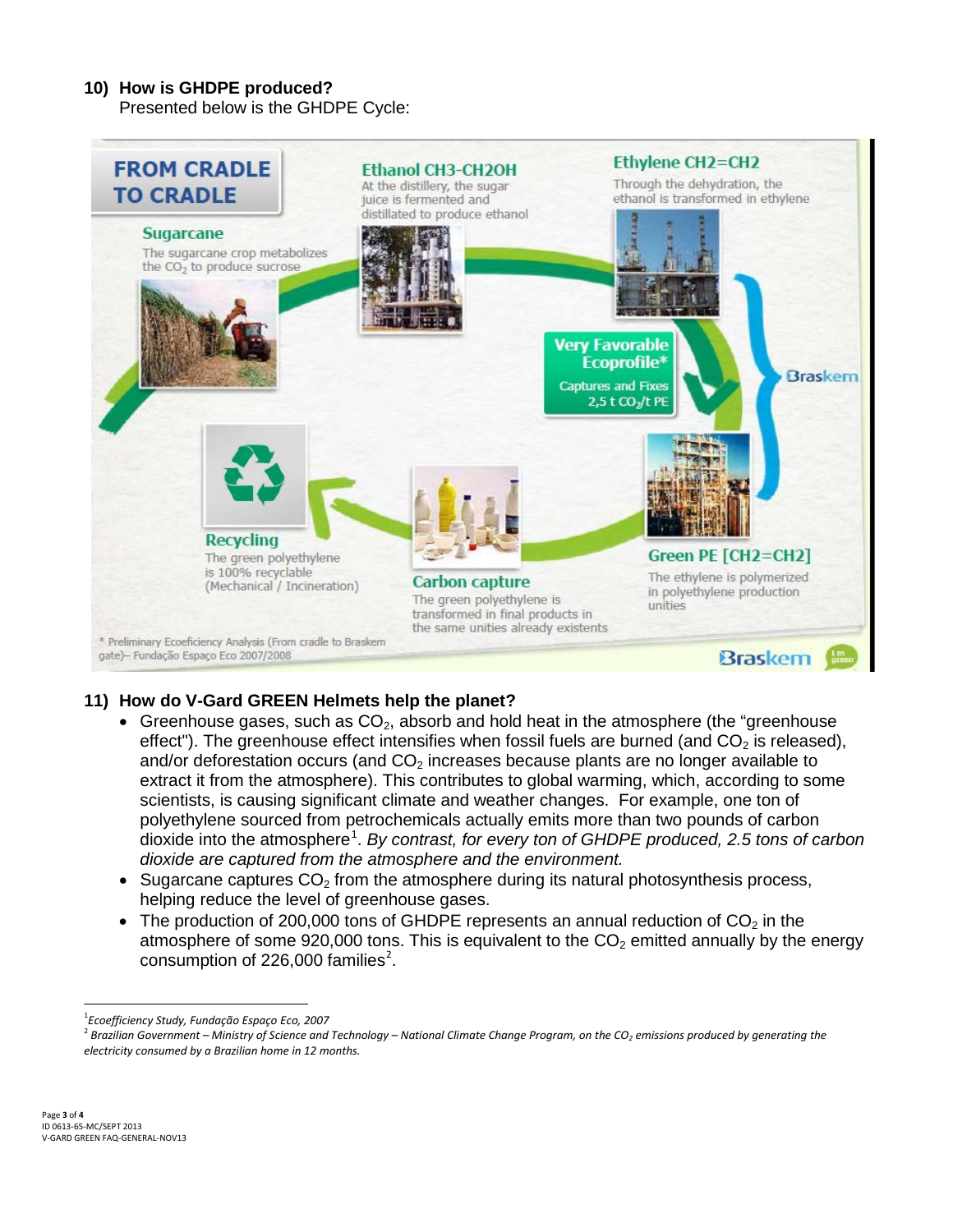## 10) How is GHDPE produced?

Presented below is the GHDPE Cycle:

**FROM CRADLE TO CRADLE**

**Sugarcane**
The sugarcane crop metabolizes the $CO_2$ to produce sucrose

**Ethanol CH3-CH2OH**
At the distillery, the sugar juice is fermented and distilled to produce ethanol

**Ethylene CH2=CH2**
Through the dehydration, the ethanol is transformed in ethylene

**Very Favorable Ecoprofile***
Captures and Fixes 2,5 t $CO_2$/t PE

Braskem

**Green PE [CH2=CH2]**
The ethylene is polymerized in polyethylene production unities

**Carbon capture**
The green polyethylene is transformed in final products in the same unities already existents

**Recycling**
The green polyethylene is 100% recyclable (Mechanical / Incineration)

* Preliminary Ecoeficiency Analysis (From cradle to Braskem gate)– Fundação Espaço Eco 2007/2008

Braskem

## 11) How do V-Gard GREEN Helmets help the planet?

- Greenhouse gases, such as $CO_2$, absorb and hold heat in the atmosphere (the "greenhouse effect"). The greenhouse effect intensifies when fossil fuels are burned (and $CO_2$ is released), and/or deforestation occurs (and $CO_2$ increases because plants are no longer available to extract it from the atmosphere). This contributes to global warming, which, according to some scientists, is causing significant climate and weather changes. For example, one ton of polyethylene sourced from petrochemicals actually emits more than two pounds of carbon dioxide into the atmosphere[1]. *By contrast, for every ton of GHDPE produced, 2.5 tons of carbon dioxide are captured from the atmosphere and the environment.*
- Sugarcane captures $CO_2$ from the atmosphere during its natural photosynthesis process, helping reduce the level of greenhouse gases.
- The production of 200,000 tons of GHDPE represents an annual reduction of $CO_2$ in the atmosphere of some 920,000 tons. This is equivalent to the $CO_2$ emitted annually by the energy consumption of 226,000 families[2].

---

[1] *Ecoefficiency Study, Fundação Espaço Eco, 2007*

[2] *Brazilian Government – Ministry of Science and Technology – National Climate Change Program, on the $CO_2$ emissions produced by generating the electricity consumed by a Brazilian home in 12 months.*

ID 0613-65-MC/SEPT 2013
V-GARD GREEN FAQ-GENERAL-NOV13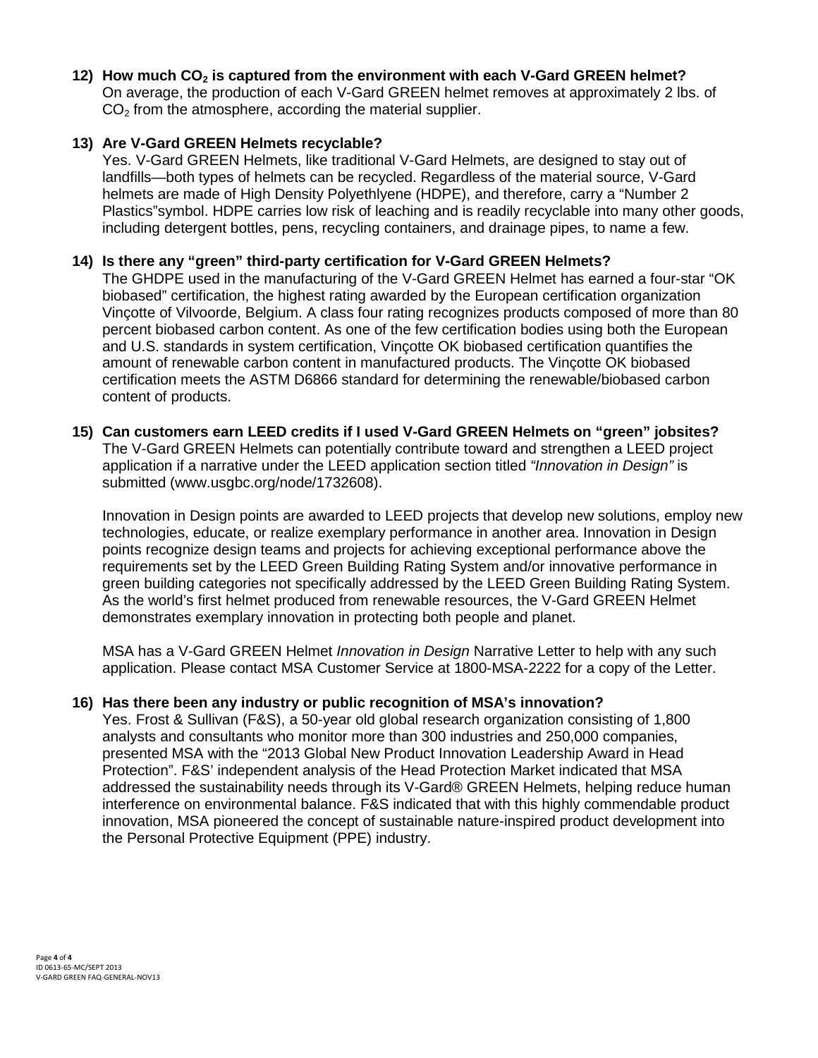**12) How much $CO_2$ is captured from the environment with each V-Gard GREEN helmet?**

On average, the production of each V-Gard GREEN helmet removes at approximately 2 lbs. of $CO_2$ from the atmosphere, according the material supplier.

**13) Are V-Gard GREEN Helmets recyclable?**

Yes. V-Gard GREEN Helmets, like traditional V-Gard Helmets, are designed to stay out of landfills—both types of helmets can be recycled. Regardless of the material source, V-Gard helmets are made of High Density Polyethlyene (HDPE), and therefore, carry a "Number 2 Plastics"symbol. HDPE carries low risk of leaching and is readily recyclable into many other goods, including detergent bottles, pens, recycling containers, and drainage pipes, to name a few.

**14) Is there any "green" third-party certification for V-Gard GREEN Helmets?**

The GHDPE used in the manufacturing of the V-Gard GREEN Helmet has earned a four-star "OK biobased" certification, the highest rating awarded by the European certification organization Vinçotte of Vilvoorde, Belgium. A class four rating recognizes products composed of more than 80 percent biobased carbon content. As one of the few certification bodies using both the European and U.S. standards in system certification, Vinçotte OK biobased certification quantifies the amount of renewable carbon content in manufactured products. The Vinçotte OK biobased certification meets the ASTM D6866 standard for determining the renewable/biobased carbon content of products.

**15) Can customers earn LEED credits if I used V-Gard GREEN Helmets on "green" jobsites?**

The V-Gard GREEN Helmets can potentially contribute toward and strengthen a LEED project application if a narrative under the LEED application section titled *"Innovation in Design"* is submitted (www.usgbc.org/node/1732608).

Innovation in Design points are awarded to LEED projects that develop new solutions, employ new technologies, educate, or realize exemplary performance in another area. Innovation in Design points recognize design teams and projects for achieving exceptional performance above the requirements set by the LEED Green Building Rating System and/or innovative performance in green building categories not specifically addressed by the LEED Green Building Rating System. As the world's first helmet produced from renewable resources, the V-Gard GREEN Helmet demonstrates exemplary innovation in protecting both people and planet.

MSA has a V-Gard GREEN Helmet *Innovation in Design* Narrative Letter to help with any such application. Please contact MSA Customer Service at 1800-MSA-2222 for a copy of the Letter.

**16) Has there been any industry or public recognition of MSA's innovation?**

Yes. Frost & Sullivan (F&S), a 50-year old global research organization consisting of 1,800 analysts and consultants who monitor more than 300 industries and 250,000 companies, presented MSA with the "2013 Global New Product Innovation Leadership Award in Head Protection". F&S' independent analysis of the Head Protection Market indicated that MSA addressed the sustainability needs through its V-Gard® GREEN Helmets, helping reduce human interference on environmental balance. F&S indicated that with this highly commendable product innovation, MSA pioneered the concept of sustainable nature-inspired product development into the Personal Protective Equipment (PPE) industry.

ID 0613-65-MC/SEPT 2013
V-GARD GREEN FAQ-GENERAL-NOV13